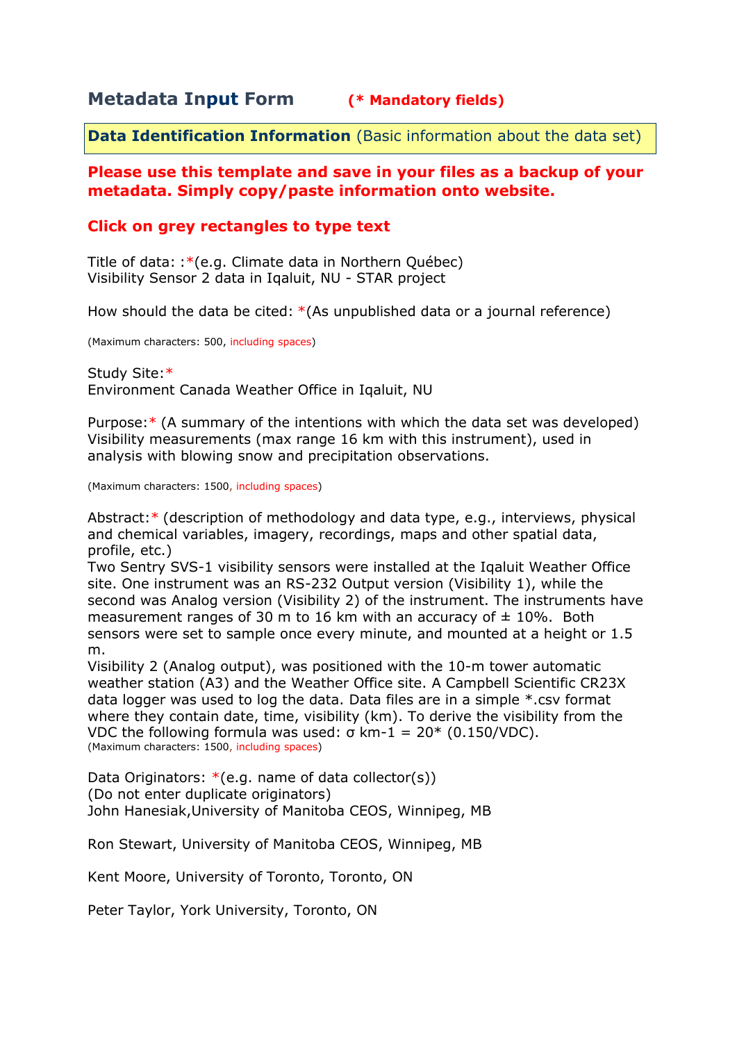# Metadata Input Form (* Mandatory fields)

**Data Identification Information** (Basic information about the data set)

**Please use this template and save in your files as a backup of your metadata. Simply copy/paste information onto website.**

**Click on grey rectangles to type text**

Title of data: :*(e.g. Climate data in Northern Québec)
Visibility Sensor 2 data in Iqaluit, NU - STAR project

How should the data be cited: *(As unpublished data or a journal reference)

(Maximum characters: 500, including spaces)

Study Site:*
Environment Canada Weather Office in Iqaluit, NU

Purpose:* (A summary of the intentions with which the data set was developed)
Visibility measurements (max range 16 km with this instrument), used in analysis with blowing snow and precipitation observations.

(Maximum characters: 1500, including spaces)

Abstract:* (description of methodology and data type, e.g., interviews, physical and chemical variables, imagery, recordings, maps and other spatial data, profile, etc.)
Two Sentry SVS-1 visibility sensors were installed at the Iqaluit Weather Office site. One instrument was an RS-232 Output version (Visibility 1), while the second was Analog version (Visibility 2) of the instrument. The instruments have measurement ranges of 30 m to 16 km with an accuracy of ± 10%. Both sensors were set to sample once every minute, and mounted at a height or 1.5 m.
Visibility 2 (Analog output), was positioned with the 10-m tower automatic weather station (A3) and the Weather Office site. A Campbell Scientific CR23X data logger was used to log the data. Data files are in a simple *.csv format where they contain date, time, visibility (km). To derive the visibility from the VDC the following formula was used: $\sigma$ km-1 = 20* (0.150/VDC).
(Maximum characters: 1500, including spaces)

Data Originators: *(e.g. name of data collector(s))
(Do not enter duplicate originators)
John Hanesiak,University of Manitoba CEOS, Winnipeg, MB

Ron Stewart, University of Manitoba CEOS, Winnipeg, MB

Kent Moore, University of Toronto, Toronto, ON

Peter Taylor, York University, Toronto, ON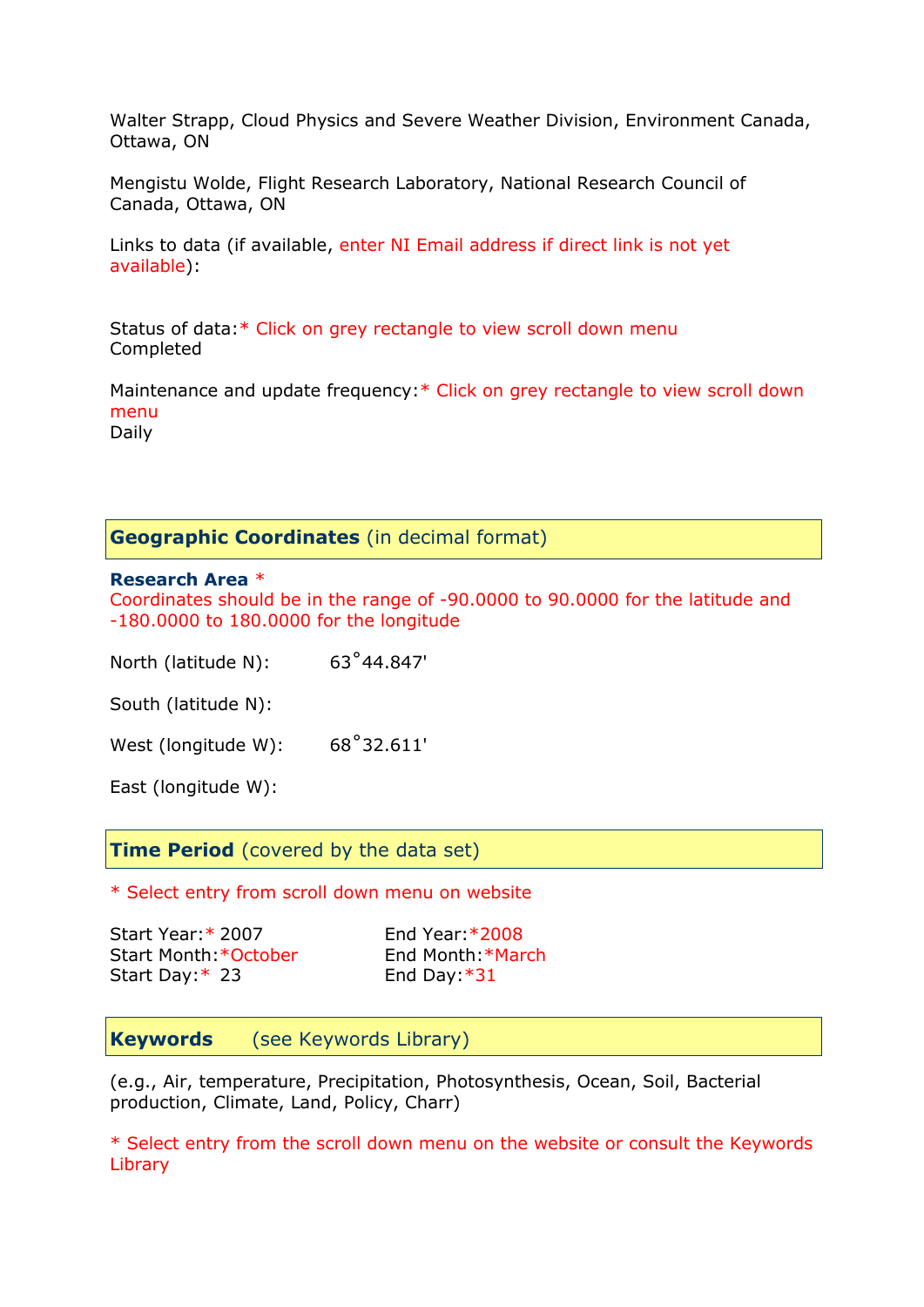Walter Strapp, Cloud Physics and Severe Weather Division, Environment Canada, Ottawa, ON

Mengistu Wolde, Flight Research Laboratory, National Research Council of Canada, Ottawa, ON

Links to data (if available, enter NI Email address if direct link is not yet available):

Status of data:* Click on grey rectangle to view scroll down menu
Completed

Maintenance and update frequency:* Click on grey rectangle to view scroll down menu
Daily

## Geographic Coordinates (in decimal format)

**Research Area** *
Coordinates should be in the range of -90.0000 to 90.0000 for the latitude and -180.0000 to 180.0000 for the longitude

North (latitude N): 63°44.847'

South (latitude N):

West (longitude W): 68°32.611'

East (longitude W):

## Time Period (covered by the data set)

* Select entry from scroll down menu on website

Start Year:* 2007
Start Month:*October
Start Day:* 23

End Year:*2008
End Month:*March
End Day:*31

## Keywords (see Keywords Library)

(e.g., Air, temperature, Precipitation, Photosynthesis, Ocean, Soil, Bacterial production, Climate, Land, Policy, Charr)

* Select entry from the scroll down menu on the website or consult the Keywords Library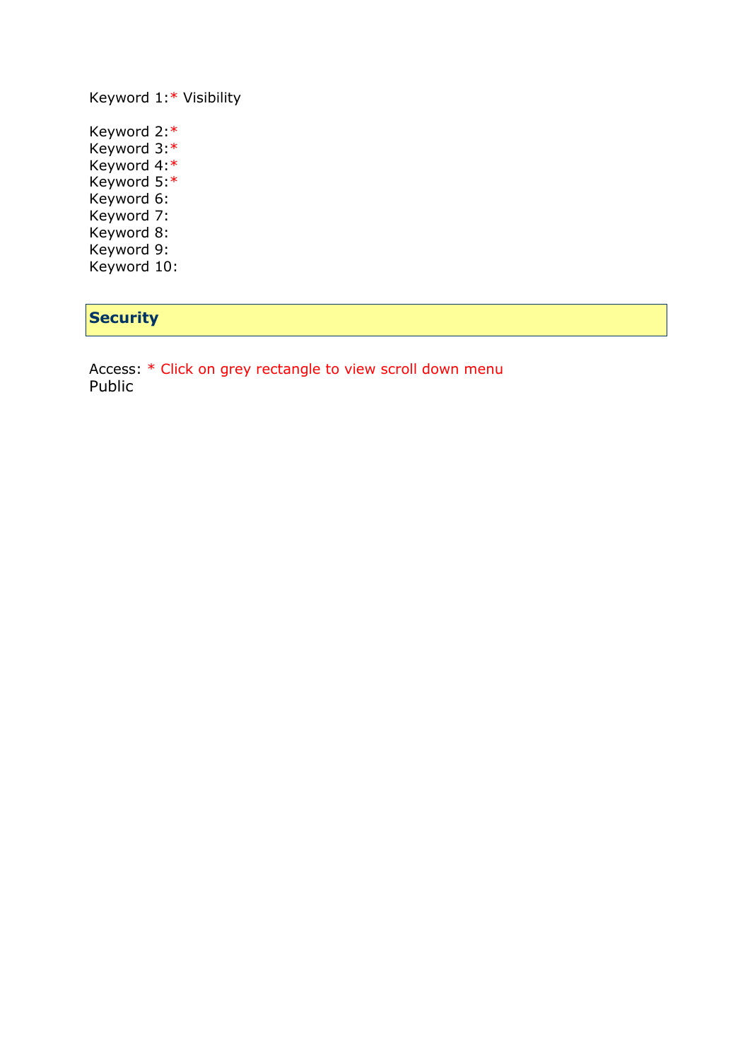Keyword 1:* Visibility

Keyword 2:*
Keyword 3:*
Keyword 4:*
Keyword 5:*
Keyword 6:
Keyword 7:
Keyword 8:
Keyword 9:
Keyword 10:

## Security

Access: * Click on grey rectangle to view scroll down menu
Public